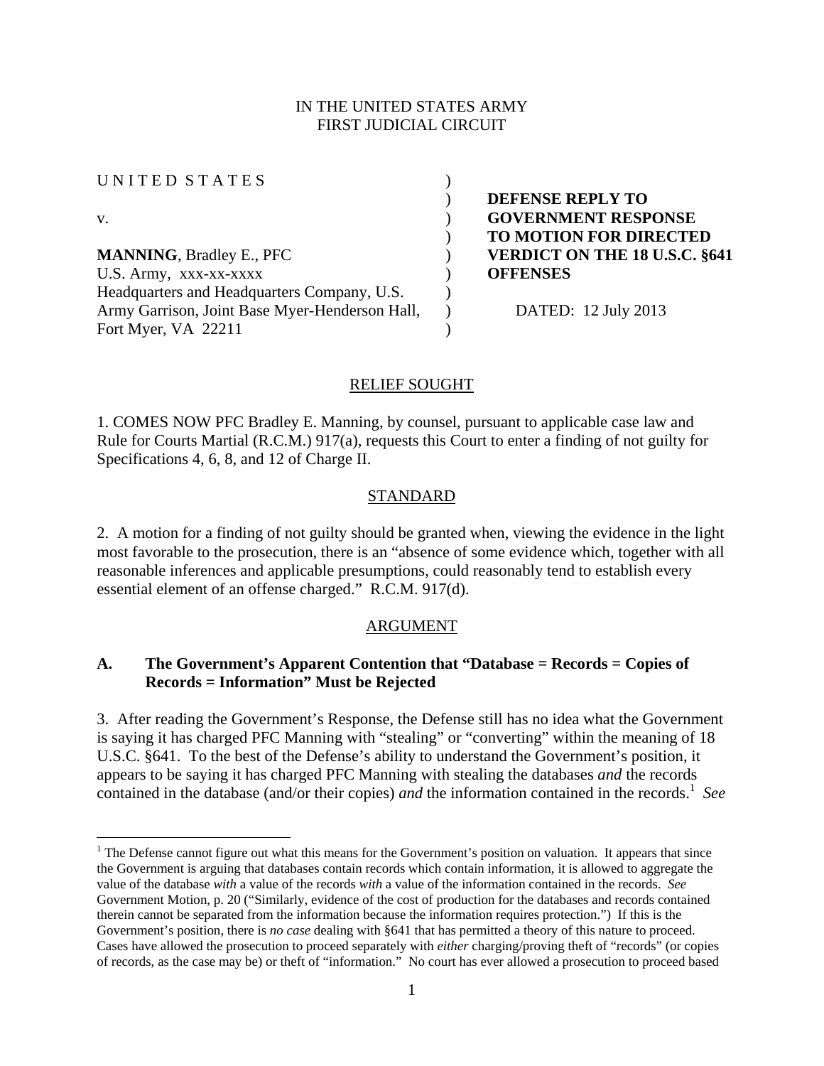IN THE UNITED STATES ARMY
FIRST JUDICIAL CIRCUIT

| | | |
|---|---|---|
| UNITED STATES | ) | |
| | ) | **DEFENSE REPLY TO** |
| v. | ) | **GOVERNMENT RESPONSE** |
| | ) | **TO MOTION FOR DIRECTED** |
| **MANNING**, Bradley E., PFC | ) | **VERDICT ON THE 18 U.S.C. §641** |
| U.S. Army, xxx-xx-xxxx | ) | **OFFENSES** |
| Headquarters and Headquarters Company, U.S. | ) | |
| Army Garrison, Joint Base Myer-Henderson Hall, | ) | DATED: 12 July 2013 |
| Fort Myer, VA 22211 | ) | |

## RELIEF SOUGHT

1. COMES NOW PFC Bradley E. Manning, by counsel, pursuant to applicable case law and Rule for Courts Martial (R.C.M.) 917(a), requests this Court to enter a finding of not guilty for Specifications 4, 6, 8, and 12 of Charge II.

## STANDARD

2. A motion for a finding of not guilty should be granted when, viewing the evidence in the light most favorable to the prosecution, there is an "absence of some evidence which, together with all reasonable inferences and applicable presumptions, could reasonably tend to establish every essential element of an offense charged." R.C.M. 917(d).

## ARGUMENT

### A. The Government's Apparent Contention that "Database = Records = Copies of Records = Information" Must be Rejected

3. After reading the Government's Response, the Defense still has no idea what the Government is saying it has charged PFC Manning with "stealing" or "converting" within the meaning of 18 U.S.C. §641. To the best of the Defense's ability to understand the Government's position, it appears to be saying it has charged PFC Manning with stealing the databases *and* the records contained in the database (and/or their copies) *and* the information contained in the records.[1] *See*

[1] The Defense cannot figure out what this means for the Government's position on valuation. It appears that since the Government is arguing that databases contain records which contain information, it is allowed to aggregate the value of the database *with* a value of the records *with* a value of the information contained in the records. *See* Government Motion, p. 20 ("Similarly, evidence of the cost of production for the databases and records contained therein cannot be separated from the information because the information requires protection.") If this is the Government's position, there is *no case* dealing with §641 that has permitted a theory of this nature to proceed. Cases have allowed the prosecution to proceed separately with *either* charging/proving theft of "records" (or copies of records, as the case may be) or theft of "information." No court has ever allowed a prosecution to proceed based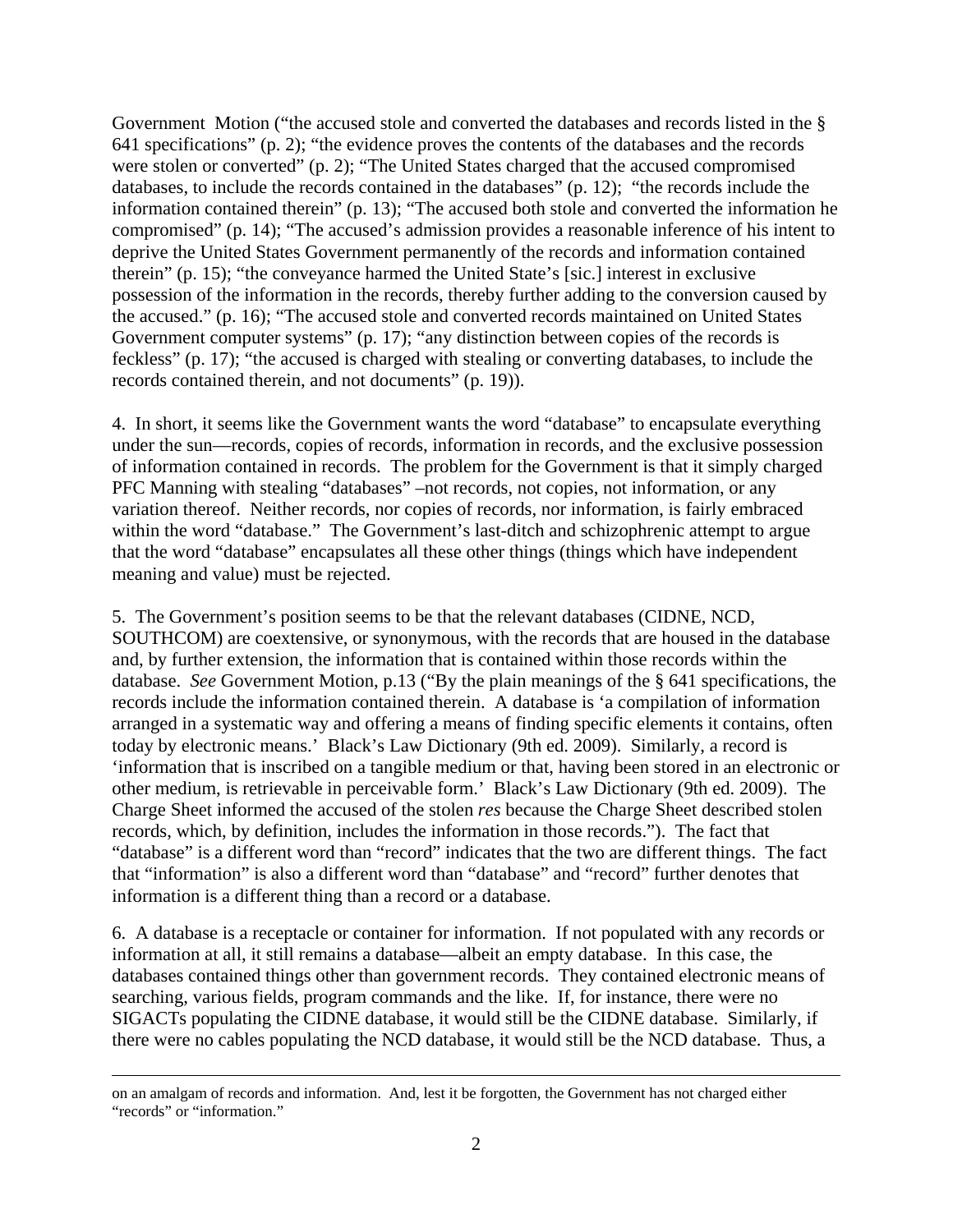Government Motion ("the accused stole and converted the databases and records listed in the § 641 specifications" (p. 2); "the evidence proves the contents of the databases and the records were stolen or converted" (p. 2); "The United States charged that the accused compromised databases, to include the records contained in the databases" (p. 12); "the records include the information contained therein" (p. 13); "The accused both stole and converted the information he compromised" (p. 14); "The accused's admission provides a reasonable inference of his intent to deprive the United States Government permanently of the records and information contained therein" (p. 15); "the conveyance harmed the United State's [sic.] interest in exclusive possession of the information in the records, thereby further adding to the conversion caused by the accused." (p. 16); "The accused stole and converted records maintained on United States Government computer systems" (p. 17); "any distinction between copies of the records is feckless" (p. 17); "the accused is charged with stealing or converting databases, to include the records contained therein, and not documents" (p. 19)).

4. In short, it seems like the Government wants the word "database" to encapsulate everything under the sun—records, copies of records, information in records, and the exclusive possession of information contained in records. The problem for the Government is that it simply charged PFC Manning with stealing "databases" –not records, not copies, not information, or any variation thereof. Neither records, nor copies of records, nor information, is fairly embraced within the word "database." The Government's last-ditch and schizophrenic attempt to argue that the word "database" encapsulates all these other things (things which have independent meaning and value) must be rejected.

5. The Government's position seems to be that the relevant databases (CIDNE, NCD, SOUTHCOM) are coextensive, or synonymous, with the records that are housed in the database and, by further extension, the information that is contained within those records within the database. *See* Government Motion, p.13 ("By the plain meanings of the § 641 specifications, the records include the information contained therein. A database is 'a compilation of information arranged in a systematic way and offering a means of finding specific elements it contains, often today by electronic means.' Black's Law Dictionary (9th ed. 2009). Similarly, a record is 'information that is inscribed on a tangible medium or that, having been stored in an electronic or other medium, is retrievable in perceivable form.' Black's Law Dictionary (9th ed. 2009). The Charge Sheet informed the accused of the stolen *res* because the Charge Sheet described stolen records, which, by definition, includes the information in those records."). The fact that "database" is a different word than "record" indicates that the two are different things. The fact that "information" is also a different word than "database" and "record" further denotes that information is a different thing than a record or a database.

6. A database is a receptacle or container for information. If not populated with any records or information at all, it still remains a database—albeit an empty database. In this case, the databases contained things other than government records. They contained electronic means of searching, various fields, program commands and the like. If, for instance, there were no SIGACTs populating the CIDNE database, it would still be the CIDNE database. Similarly, if there were no cables populating the NCD database, it would still be the NCD database. Thus, a

---

on an amalgam of records and information. And, lest it be forgotten, the Government has not charged either "records" or "information."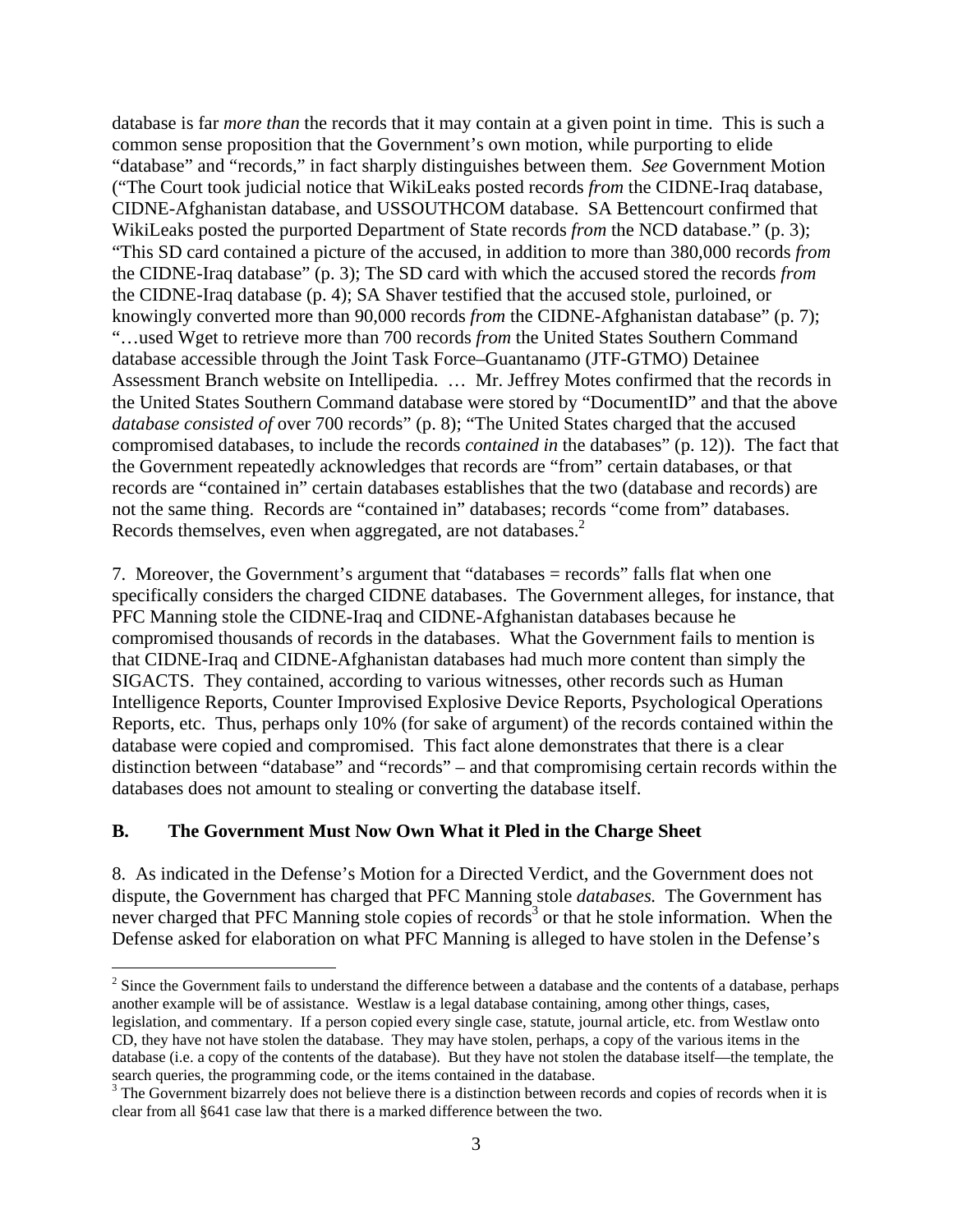database is far *more than* the records that it may contain at a given point in time. This is such a common sense proposition that the Government's own motion, while purporting to elide "database" and "records," in fact sharply distinguishes between them. *See* Government Motion ("The Court took judicial notice that WikiLeaks posted records *from* the CIDNE-Iraq database, CIDNE-Afghanistan database, and USSOUTHCOM database. SA Bettencourt confirmed that WikiLeaks posted the purported Department of State records *from* the NCD database." (p. 3); "This SD card contained a picture of the accused, in addition to more than 380,000 records *from* the CIDNE-Iraq database" (p. 3); The SD card with which the accused stored the records *from* the CIDNE-Iraq database (p. 4); SA Shaver testified that the accused stole, purloined, or knowingly converted more than 90,000 records *from* the CIDNE-Afghanistan database" (p. 7); "…used Wget to retrieve more than 700 records *from* the United States Southern Command database accessible through the Joint Task Force–Guantanamo (JTF-GTMO) Detainee Assessment Branch website on Intellipedia. … Mr. Jeffrey Motes confirmed that the records in the United States Southern Command database were stored by "DocumentID" and that the above *database consisted of* over 700 records" (p. 8); "The United States charged that the accused compromised databases, to include the records *contained in* the databases" (p. 12)). The fact that the Government repeatedly acknowledges that records are "from" certain databases, or that records are "contained in" certain databases establishes that the two (database and records) are not the same thing. Records are "contained in" databases; records "come from" databases. Records themselves, even when aggregated, are not databases.[2]

7. Moreover, the Government's argument that "databases = records" falls flat when one specifically considers the charged CIDNE databases. The Government alleges, for instance, that PFC Manning stole the CIDNE-Iraq and CIDNE-Afghanistan databases because he compromised thousands of records in the databases. What the Government fails to mention is that CIDNE-Iraq and CIDNE-Afghanistan databases had much more content than simply the SIGACTS. They contained, according to various witnesses, other records such as Human Intelligence Reports, Counter Improvised Explosive Device Reports, Psychological Operations Reports, etc. Thus, perhaps only 10% (for sake of argument) of the records contained within the database were copied and compromised. This fact alone demonstrates that there is a clear distinction between "database" and "records" – and that compromising certain records within the databases does not amount to stealing or converting the database itself.

## B. The Government Must Now Own What it Pled in the Charge Sheet

8. As indicated in the Defense's Motion for a Directed Verdict, and the Government does not dispute, the Government has charged that PFC Manning stole *databases.* The Government has never charged that PFC Manning stole copies of records[3] or that he stole information. When the Defense asked for elaboration on what PFC Manning is alleged to have stolen in the Defense's

[2] Since the Government fails to understand the difference between a database and the contents of a database, perhaps another example will be of assistance. Westlaw is a legal database containing, among other things, cases, legislation, and commentary. If a person copied every single case, statute, journal article, etc. from Westlaw onto CD, they have not have stolen the database. They may have stolen, perhaps, a copy of the various items in the database (i.e. a copy of the contents of the database). But they have not stolen the database itself—the template, the search queries, the programming code, or the items contained in the database.

[3] The Government bizarrely does not believe there is a distinction between records and copies of records when it is clear from all §641 case law that there is a marked difference between the two.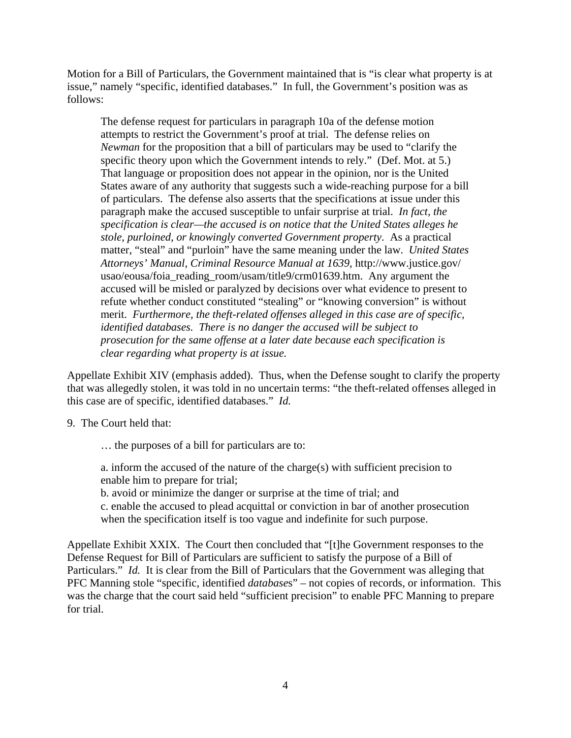Motion for a Bill of Particulars, the Government maintained that is "is clear what property is at issue," namely "specific, identified databases." In full, the Government's position was as follows:

> The defense request for particulars in paragraph 10a of the defense motion attempts to restrict the Government's proof at trial. The defense relies on *Newman* for the proposition that a bill of particulars may be used to "clarify the specific theory upon which the Government intends to rely." (Def. Mot. at 5.) That language or proposition does not appear in the opinion, nor is the United States aware of any authority that suggests such a wide-reaching purpose for a bill of particulars. The defense also asserts that the specifications at issue under this paragraph make the accused susceptible to unfair surprise at trial. *In fact, the specification is clear—the accused is on notice that the United States alleges he stole, purloined, or knowingly converted Government property*. As a practical matter, "steal" and "purloin" have the same meaning under the law. *United States Attorneys' Manual, Criminal Resource Manual at 1639*, http://www.justice.gov/usao/eousa/foia_reading_room/usam/title9/crm01639.htm. Any argument the accused will be misled or paralyzed by decisions over what evidence to present to refute whether conduct constituted "stealing" or "knowing conversion" is without merit. *Furthermore, the theft-related offenses alleged in this case are of specific, identified databases. There is no danger the accused will be subject to prosecution for the same offense at a later date because each specification is clear regarding what property is at issue.*

Appellate Exhibit XIV (emphasis added). Thus, when the Defense sought to clarify the property that was allegedly stolen, it was told in no uncertain terms: "the theft-related offenses alleged in this case are of specific, identified databases." *Id.*

9. The Court held that:

> … the purposes of a bill for particulars are to:
>
> a. inform the accused of the nature of the charge(s) with sufficient precision to enable him to prepare for trial;
> b. avoid or minimize the danger or surprise at the time of trial; and
> c. enable the accused to plead acquittal or conviction in bar of another prosecution when the specification itself is too vague and indefinite for such purpose.

Appellate Exhibit XXIX. The Court then concluded that "[t]he Government responses to the Defense Request for Bill of Particulars are sufficient to satisfy the purpose of a Bill of Particulars." *Id.* It is clear from the Bill of Particulars that the Government was alleging that PFC Manning stole "specific, identified *databases*" – not copies of records, or information. This was the charge that the court said held "sufficient precision" to enable PFC Manning to prepare for trial.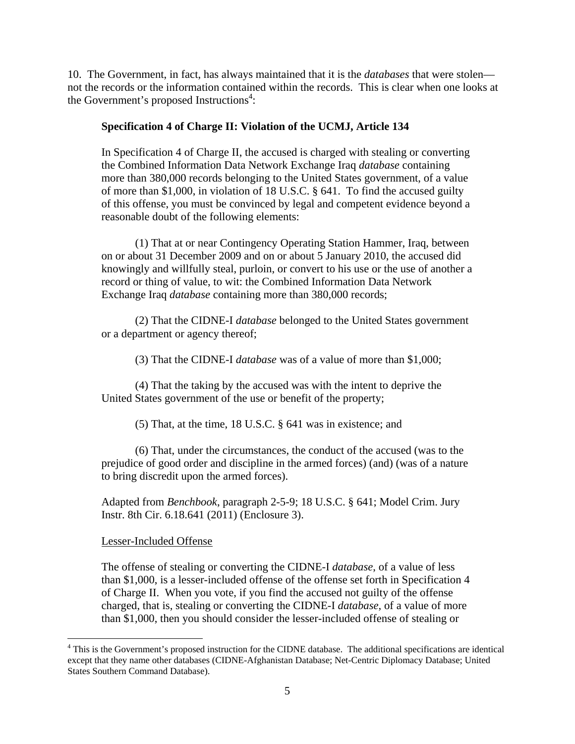10. The Government, in fact, has always maintained that it is the *databases* that were stolen—not the records or the information contained within the records. This is clear when one looks at the Government's proposed Instructions[4]:

> **Specification 4 of Charge II: Violation of the UCMJ, Article 134**
>
> In Specification 4 of Charge II, the accused is charged with stealing or converting the Combined Information Data Network Exchange Iraq *database* containing more than 380,000 records belonging to the United States government, of a value of more than $1,000, in violation of 18 U.S.C. § 641. To find the accused guilty of this offense, you must be convinced by legal and competent evidence beyond a reasonable doubt of the following elements:
>
> (1) That at or near Contingency Operating Station Hammer, Iraq, between on or about 31 December 2009 and on or about 5 January 2010, the accused did knowingly and willfully steal, purloin, or convert to his use or the use of another a record or thing of value, to wit: the Combined Information Data Network Exchange Iraq *database* containing more than 380,000 records;
>
> (2) That the CIDNE-I *database* belonged to the United States government or a department or agency thereof;
>
> (3) That the CIDNE-I *database* was of a value of more than $1,000;
>
> (4) That the taking by the accused was with the intent to deprive the United States government of the use or benefit of the property;
>
> (5) That, at the time, 18 U.S.C. § 641 was in existence; and
>
> (6) That, under the circumstances, the conduct of the accused (was to the prejudice of good order and discipline in the armed forces) (and) (was of a nature to bring discredit upon the armed forces).
>
> Adapted from *Benchbook*, paragraph 2-5-9; 18 U.S.C. § 641; Model Crim. Jury Instr. 8th Cir. 6.18.641 (2011) (Enclosure 3).
>
> Lesser-Included Offense
>
> The offense of stealing or converting the CIDNE-I *database*, of a value of less than $1,000, is a lesser-included offense of the offense set forth in Specification 4 of Charge II. When you vote, if you find the accused not guilty of the offense charged, that is, stealing or converting the CIDNE-I *database*, of a value of more than $1,000, then you should consider the lesser-included offense of stealing or

[4] This is the Government's proposed instruction for the CIDNE database. The additional specifications are identical except that they name other databases (CIDNE-Afghanistan Database; Net-Centric Diplomacy Database; United States Southern Command Database).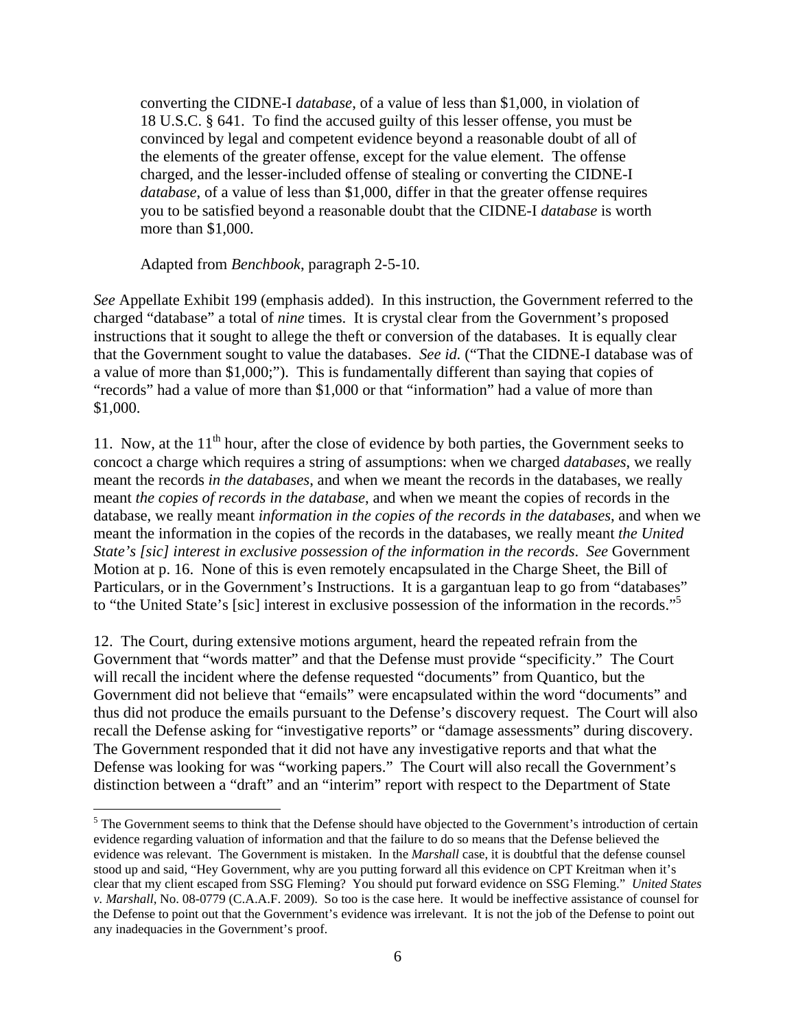> converting the CIDNE-I *database*, of a value of less than $1,000, in violation of 18 U.S.C. § 641. To find the accused guilty of this lesser offense, you must be convinced by legal and competent evidence beyond a reasonable doubt of all of the elements of the greater offense, except for the value element. The offense charged, and the lesser-included offense of stealing or converting the CIDNE-I *database*, of a value of less than $1,000, differ in that the greater offense requires you to be satisfied beyond a reasonable doubt that the CIDNE-I *database* is worth more than $1,000.
>
> Adapted from *Benchbook*, paragraph 2-5-10.

*See* Appellate Exhibit 199 (emphasis added). In this instruction, the Government referred to the charged "database" a total of *nine* times. It is crystal clear from the Government's proposed instructions that it sought to allege the theft or conversion of the databases. It is equally clear that the Government sought to value the databases. *See id.* ("That the CIDNE-I database was of a value of more than $1,000;"). This is fundamentally different than saying that copies of "records" had a value of more than $1,000 or that "information" had a value of more than $1,000.

11. Now, at the 11th hour, after the close of evidence by both parties, the Government seeks to concoct a charge which requires a string of assumptions: when we charged *databases*, we really meant the records *in the databases*, and when we meant the records in the databases, we really meant *the copies of records in the database*, and when we meant the copies of records in the database, we really meant *information in the copies of the records in the databases*, and when we meant the information in the copies of the records in the databases, we really meant *the United State's [sic] interest in exclusive possession of the information in the records*. *See* Government Motion at p. 16. None of this is even remotely encapsulated in the Charge Sheet, the Bill of Particulars, or in the Government's Instructions. It is a gargantuan leap to go from "databases" to "the United State's [sic] interest in exclusive possession of the information in the records."[5]

12. The Court, during extensive motions argument, heard the repeated refrain from the Government that "words matter" and that the Defense must provide "specificity." The Court will recall the incident where the defense requested "documents" from Quantico, but the Government did not believe that "emails" were encapsulated within the word "documents" and thus did not produce the emails pursuant to the Defense's discovery request. The Court will also recall the Defense asking for "investigative reports" or "damage assessments" during discovery. The Government responded that it did not have any investigative reports and that what the Defense was looking for was "working papers." The Court will also recall the Government's distinction between a "draft" and an "interim" report with respect to the Department of State

---

[5] The Government seems to think that the Defense should have objected to the Government's introduction of certain evidence regarding valuation of information and that the failure to do so means that the Defense believed the evidence was relevant. The Government is mistaken. In the *Marshall* case, it is doubtful that the defense counsel stood up and said, "Hey Government, why are you putting forward all this evidence on CPT Kreitman when it's clear that my client escaped from SSG Fleming? You should put forward evidence on SSG Fleming." *United States v. Marshall*, No. 08-0779 (C.A.A.F. 2009). So too is the case here. It would be ineffective assistance of counsel for the Defense to point out that the Government's evidence was irrelevant. It is not the job of the Defense to point out any inadequacies in the Government's proof.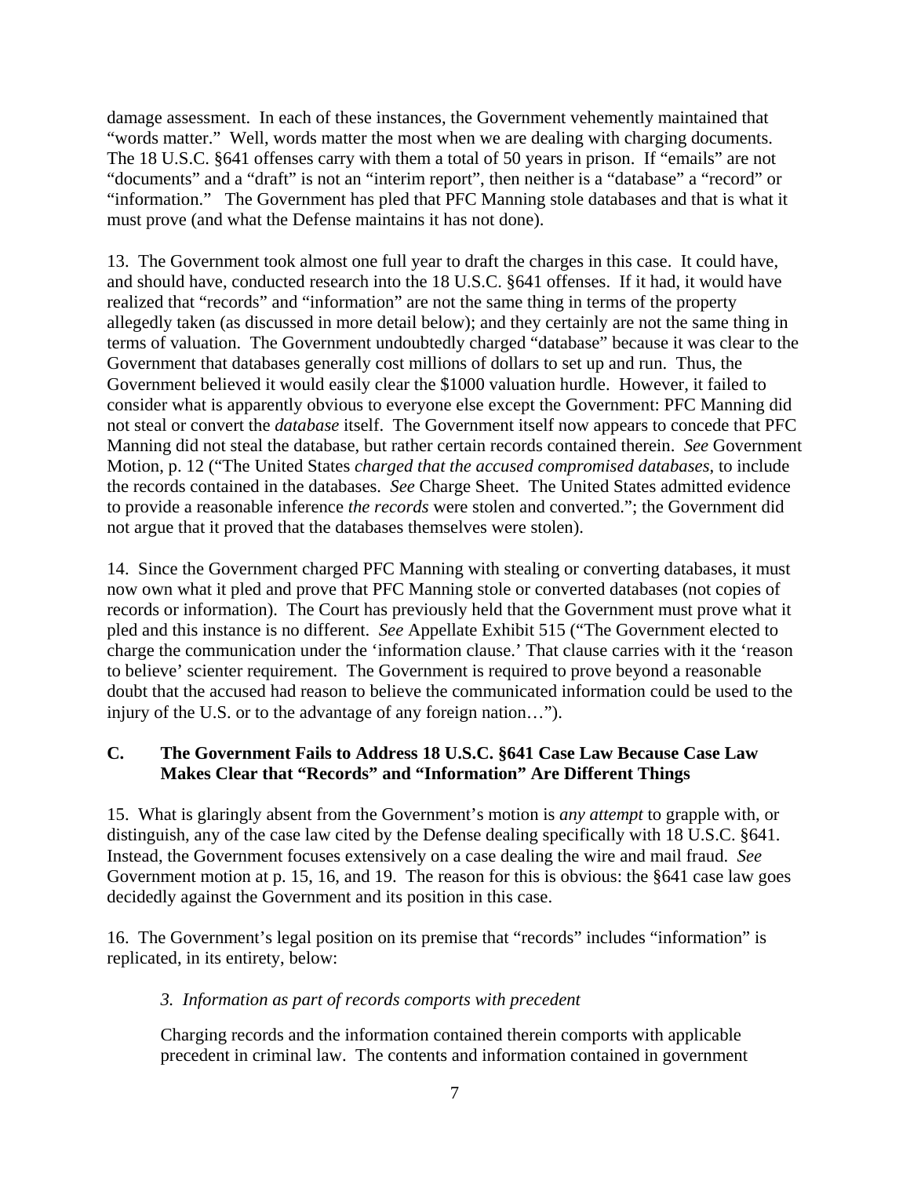damage assessment. In each of these instances, the Government vehemently maintained that "words matter." Well, words matter the most when we are dealing with charging documents. The 18 U.S.C. §641 offenses carry with them a total of 50 years in prison. If "emails" are not "documents" and a "draft" is not an "interim report", then neither is a "database" a "record" or "information." The Government has pled that PFC Manning stole databases and that is what it must prove (and what the Defense maintains it has not done).

13. The Government took almost one full year to draft the charges in this case. It could have, and should have, conducted research into the 18 U.S.C. §641 offenses. If it had, it would have realized that "records" and "information" are not the same thing in terms of the property allegedly taken (as discussed in more detail below); and they certainly are not the same thing in terms of valuation. The Government undoubtedly charged "database" because it was clear to the Government that databases generally cost millions of dollars to set up and run. Thus, the Government believed it would easily clear the $1000 valuation hurdle. However, it failed to consider what is apparently obvious to everyone else except the Government: PFC Manning did not steal or convert the *database* itself. The Government itself now appears to concede that PFC Manning did not steal the database, but rather certain records contained therein. *See* Government Motion, p. 12 ("The United States *charged that the accused compromised databases*, to include the records contained in the databases. *See* Charge Sheet. The United States admitted evidence to provide a reasonable inference *the records* were stolen and converted."; the Government did not argue that it proved that the databases themselves were stolen).

14. Since the Government charged PFC Manning with stealing or converting databases, it must now own what it pled and prove that PFC Manning stole or converted databases (not copies of records or information). The Court has previously held that the Government must prove what it pled and this instance is no different. *See* Appellate Exhibit 515 ("The Government elected to charge the communication under the 'information clause.' That clause carries with it the 'reason to believe' scienter requirement. The Government is required to prove beyond a reasonable doubt that the accused had reason to believe the communicated information could be used to the injury of the U.S. or to the advantage of any foreign nation…").

### C. The Government Fails to Address 18 U.S.C. §641 Case Law Because Case Law Makes Clear that "Records" and "Information" Are Different Things

15. What is glaringly absent from the Government's motion is *any attempt* to grapple with, or distinguish, any of the case law cited by the Defense dealing specifically with 18 U.S.C. §641. Instead, the Government focuses extensively on a case dealing the wire and mail fraud. *See* Government motion at p. 15, 16, and 19. The reason for this is obvious: the §641 case law goes decidedly against the Government and its position in this case.

16. The Government's legal position on its premise that "records" includes "information" is replicated, in its entirety, below:

> *3. Information as part of records comports with precedent*
>
> Charging records and the information contained therein comports with applicable precedent in criminal law. The contents and information contained in government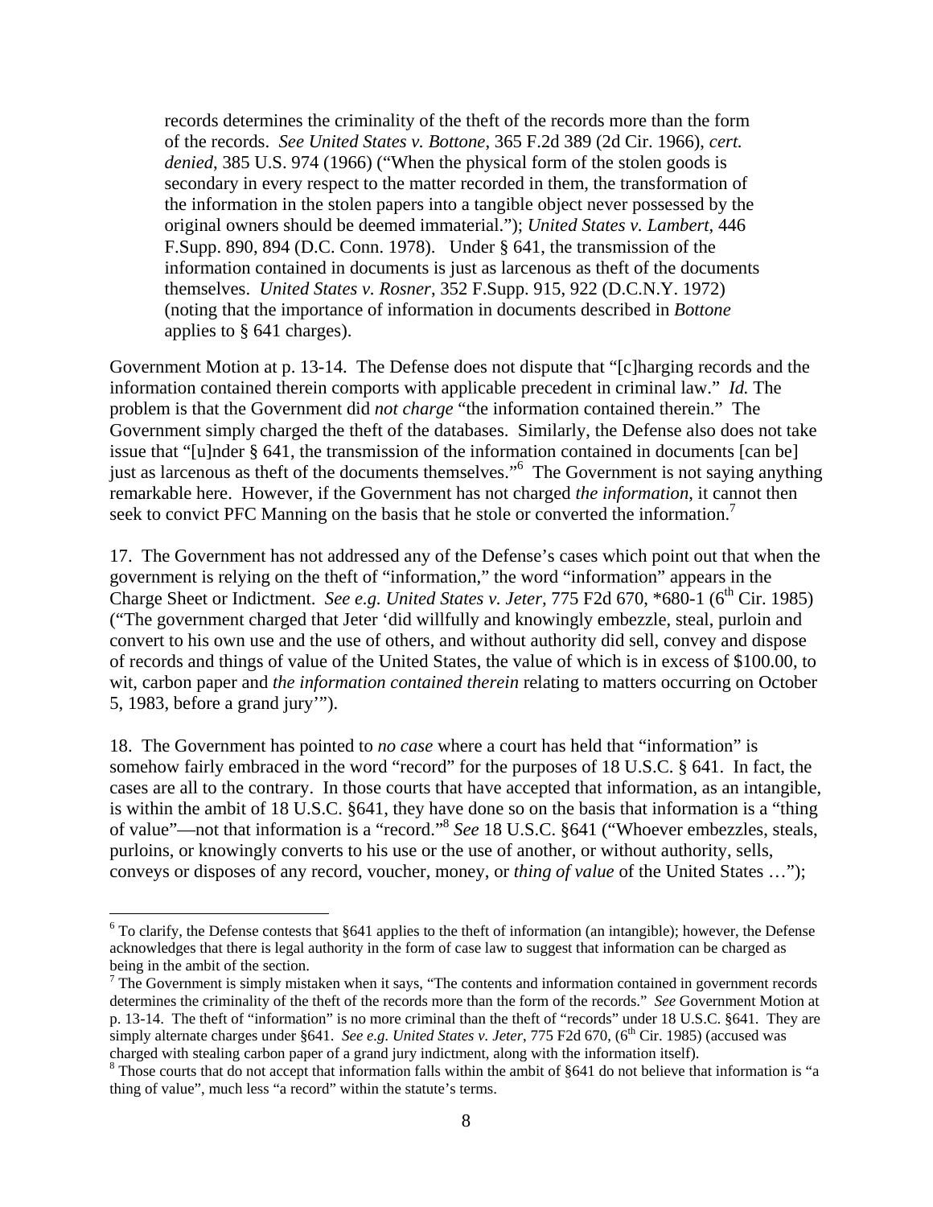> records determines the criminality of the theft of the records more than the form of the records. *See United States v. Bottone*, 365 F.2d 389 (2d Cir. 1966), *cert. denied*, 385 U.S. 974 (1966) ("When the physical form of the stolen goods is secondary in every respect to the matter recorded in them, the transformation of the information in the stolen papers into a tangible object never possessed by the original owners should be deemed immaterial."); *United States v. Lambert*, 446 F.Supp. 890, 894 (D.C. Conn. 1978). Under § 641, the transmission of the information contained in documents is just as larcenous as theft of the documents themselves. *United States v. Rosner*, 352 F.Supp. 915, 922 (D.C.N.Y. 1972) (noting that the importance of information in documents described in *Bottone* applies to § 641 charges).

Government Motion at p. 13-14. The Defense does not dispute that "[c]harging records and the information contained therein comports with applicable precedent in criminal law." *Id.* The problem is that the Government did *not charge* "the information contained therein." The Government simply charged the theft of the databases. Similarly, the Defense also does not take issue that "[u]nder § 641, the transmission of the information contained in documents [can be] just as larcenous as theft of the documents themselves."[6] The Government is not saying anything remarkable here. However, if the Government has not charged *the information*, it cannot then seek to convict PFC Manning on the basis that he stole or converted the information.[7]

17. The Government has not addressed any of the Defense's cases which point out that when the government is relying on the theft of "information," the word "information" appears in the Charge Sheet or Indictment. *See e.g. United States v. Jeter,* 775 F2d 670, *680-1 (6th Cir. 1985) ("The government charged that Jeter 'did willfully and knowingly embezzle, steal, purloin and convert to his own use and the use of others, and without authority did sell, convey and dispose of records and things of value of the United States, the value of which is in excess of $100.00, to wit, carbon paper and *the information contained therein* relating to matters occurring on October 5, 1983, before a grand jury'").

18. The Government has pointed to *no case* where a court has held that "information" is somehow fairly embraced in the word "record" for the purposes of 18 U.S.C. § 641. In fact, the cases are all to the contrary. In those courts that have accepted that information, as an intangible, is within the ambit of 18 U.S.C. §641, they have done so on the basis that information is a "thing of value"—not that information is a "record."[8] *See* 18 U.S.C. §641 ("Whoever embezzles, steals, purloins, or knowingly converts to his use or the use of another, or without authority, sells, conveys or disposes of any record, voucher, money, or *thing of value* of the United States …");

---

[6] To clarify, the Defense contests that §641 applies to the theft of information (an intangible); however, the Defense acknowledges that there is legal authority in the form of case law to suggest that information can be charged as being in the ambit of the section.

[7] The Government is simply mistaken when it says, "The contents and information contained in government records determines the criminality of the theft of the records more than the form of the records." *See* Government Motion at p. 13-14. The theft of "information" is no more criminal than the theft of "records" under 18 U.S.C. §641. They are simply alternate charges under §641. *See e.g. United States v. Jeter*, 775 F2d 670, (6th Cir. 1985) (accused was charged with stealing carbon paper of a grand jury indictment, along with the information itself).

[8] Those courts that do not accept that information falls within the ambit of §641 do not believe that information is "a thing of value", much less "a record" within the statute's terms.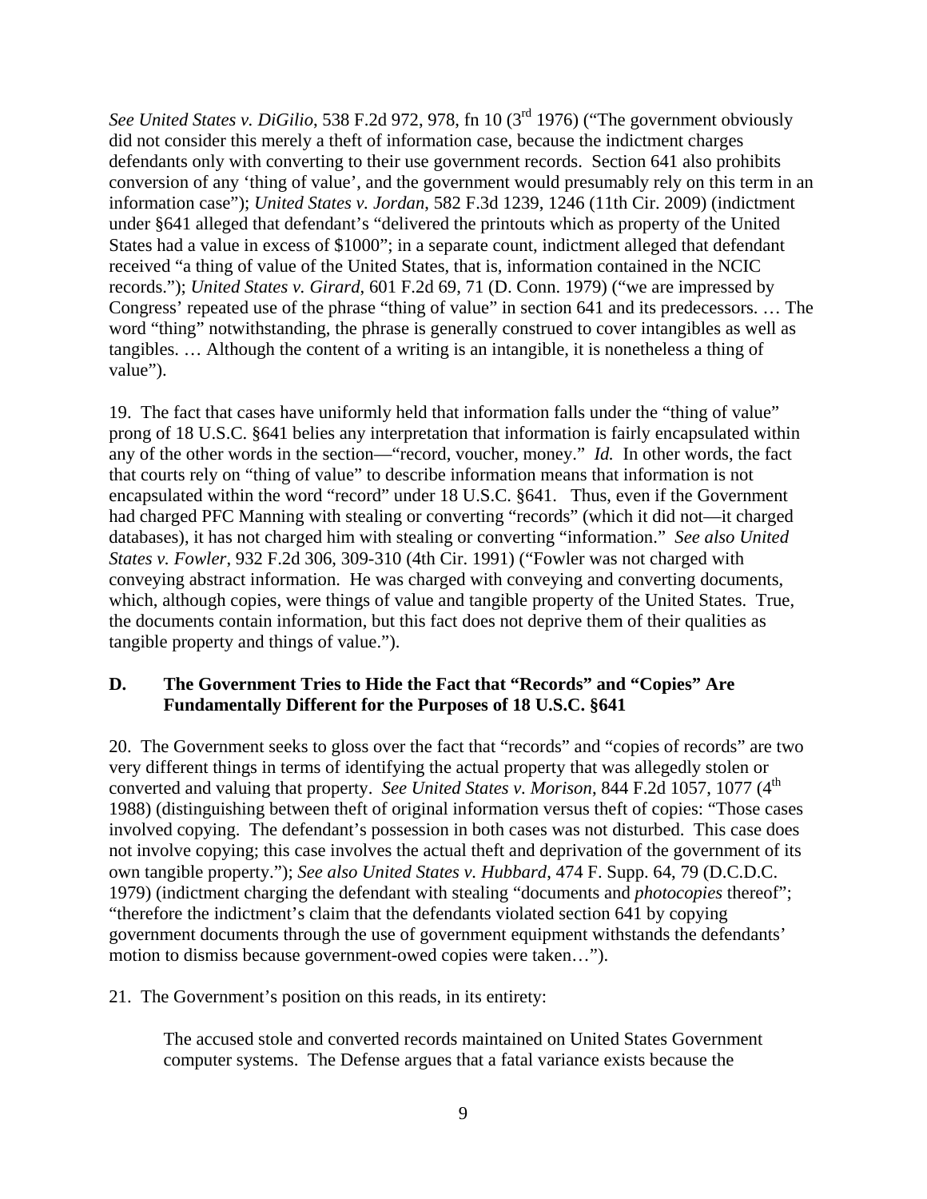*See United States v. DiGilio*, 538 F.2d 972, 978, fn 10 (3rd 1976) ("The government obviously did not consider this merely a theft of information case, because the indictment charges defendants only with converting to their use government records. Section 641 also prohibits conversion of any 'thing of value', and the government would presumably rely on this term in an information case"); *United States v. Jordan*, 582 F.3d 1239, 1246 (11th Cir. 2009) (indictment under §641 alleged that defendant's "delivered the printouts which as property of the United States had a value in excess of $1000"; in a separate count, indictment alleged that defendant received "a thing of value of the United States, that is, information contained in the NCIC records."); *United States v. Girard*, 601 F.2d 69, 71 (D. Conn. 1979) ("we are impressed by Congress' repeated use of the phrase "thing of value" in section 641 and its predecessors. … The word "thing" notwithstanding, the phrase is generally construed to cover intangibles as well as tangibles. … Although the content of a writing is an intangible, it is nonetheless a thing of value").

19. The fact that cases have uniformly held that information falls under the "thing of value" prong of 18 U.S.C. §641 belies any interpretation that information is fairly encapsulated within any of the other words in the section—"record, voucher, money." *Id.* In other words, the fact that courts rely on "thing of value" to describe information means that information is not encapsulated within the word "record" under 18 U.S.C. §641. Thus, even if the Government had charged PFC Manning with stealing or converting "records" (which it did not—it charged databases), it has not charged him with stealing or converting "information." *See also United States v. Fowler*, 932 F.2d 306, 309-310 (4th Cir. 1991) ("Fowler was not charged with conveying abstract information. He was charged with conveying and converting documents, which, although copies, were things of value and tangible property of the United States. True, the documents contain information, but this fact does not deprive them of their qualities as tangible property and things of value.").

### D. The Government Tries to Hide the Fact that "Records" and "Copies" Are Fundamentally Different for the Purposes of 18 U.S.C. §641

20. The Government seeks to gloss over the fact that "records" and "copies of records" are two very different things in terms of identifying the actual property that was allegedly stolen or converted and valuing that property. *See United States v. Morison*, 844 F.2d 1057, 1077 (4th 1988) (distinguishing between theft of original information versus theft of copies: "Those cases involved copying. The defendant's possession in both cases was not disturbed. This case does not involve copying; this case involves the actual theft and deprivation of the government of its own tangible property."); *See also United States v. Hubbard*, 474 F. Supp. 64, 79 (D.C.D.C. 1979) (indictment charging the defendant with stealing "documents and *photocopies* thereof"; "therefore the indictment's claim that the defendants violated section 641 by copying government documents through the use of government equipment withstands the defendants' motion to dismiss because government-owed copies were taken…").

21. The Government's position on this reads, in its entirety:

> The accused stole and converted records maintained on United States Government computer systems. The Defense argues that a fatal variance exists because the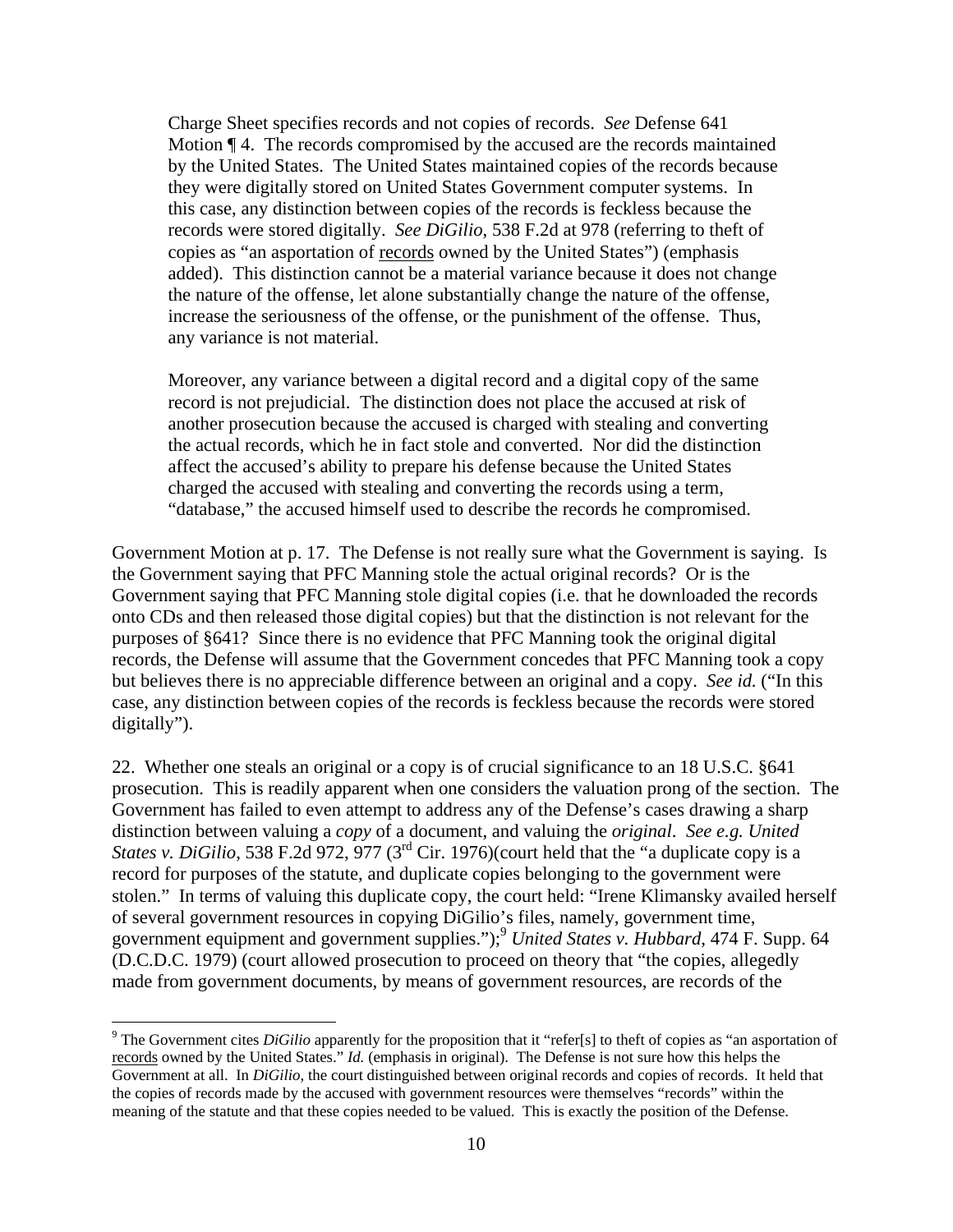> Charge Sheet specifies records and not copies of records. *See* Defense 641 Motion ¶ 4. The records compromised by the accused are the records maintained by the United States. The United States maintained copies of the records because they were digitally stored on United States Government computer systems. In this case, any distinction between copies of the records is feckless because the records were stored digitally. *See DiGilio*, 538 F.2d at 978 (referring to theft of copies as "an asportation of records owned by the United States") (emphasis added). This distinction cannot be a material variance because it does not change the nature of the offense, let alone substantially change the nature of the offense, increase the seriousness of the offense, or the punishment of the offense. Thus, any variance is not material.
>
> Moreover, any variance between a digital record and a digital copy of the same record is not prejudicial. The distinction does not place the accused at risk of another prosecution because the accused is charged with stealing and converting the actual records, which he in fact stole and converted. Nor did the distinction affect the accused's ability to prepare his defense because the United States charged the accused with stealing and converting the records using a term, "database," the accused himself used to describe the records he compromised.

Government Motion at p. 17. The Defense is not really sure what the Government is saying. Is the Government saying that PFC Manning stole the actual original records? Or is the Government saying that PFC Manning stole digital copies (i.e. that he downloaded the records onto CDs and then released those digital copies) but that the distinction is not relevant for the purposes of §641? Since there is no evidence that PFC Manning took the original digital records, the Defense will assume that the Government concedes that PFC Manning took a copy but believes there is no appreciable difference between an original and a copy. *See id.* ("In this case, any distinction between copies of the records is feckless because the records were stored digitally").

22. Whether one steals an original or a copy is of crucial significance to an 18 U.S.C. §641 prosecution. This is readily apparent when one considers the valuation prong of the section. The Government has failed to even attempt to address any of the Defense's cases drawing a sharp distinction between valuing a *copy* of a document, and valuing the *original*. *See e.g. United States v. DiGilio*, 538 F.2d 972, 977 (3rd Cir. 1976)(court held that the "a duplicate copy is a record for purposes of the statute, and duplicate copies belonging to the government were stolen." In terms of valuing this duplicate copy, the court held: "Irene Klimansky availed herself of several government resources in copying DiGilio's files, namely, government time, government equipment and government supplies.");[9] *United States v. Hubbard*, 474 F. Supp. 64 (D.C.D.C. 1979) (court allowed prosecution to proceed on theory that "the copies, allegedly made from government documents, by means of government resources, are records of the

[9] The Government cites *DiGilio* apparently for the proposition that it "refer[s] to theft of copies as "an asportation of records owned by the United States." *Id.* (emphasis in original). The Defense is not sure how this helps the Government at all. In *DiGilio*, the court distinguished between original records and copies of records. It held that the copies of records made by the accused with government resources were themselves "records" within the meaning of the statute and that these copies needed to be valued. This is exactly the position of the Defense.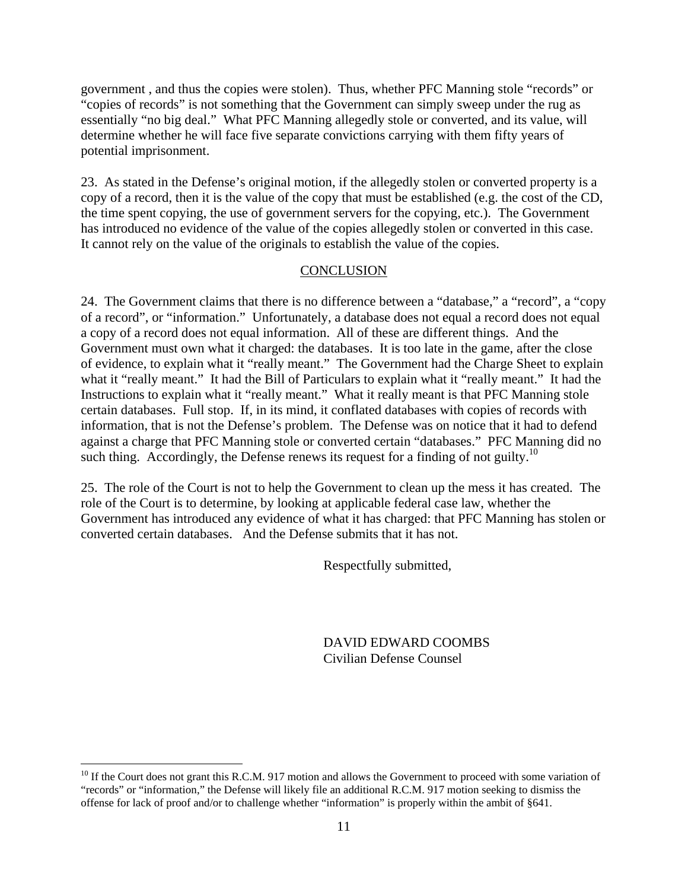government , and thus the copies were stolen). Thus, whether PFC Manning stole "records" or "copies of records" is not something that the Government can simply sweep under the rug as essentially "no big deal." What PFC Manning allegedly stole or converted, and its value, will determine whether he will face five separate convictions carrying with them fifty years of potential imprisonment.

23. As stated in the Defense's original motion, if the allegedly stolen or converted property is a copy of a record, then it is the value of the copy that must be established (e.g. the cost of the CD, the time spent copying, the use of government servers for the copying, etc.). The Government has introduced no evidence of the value of the copies allegedly stolen or converted in this case. It cannot rely on the value of the originals to establish the value of the copies.

## CONCLUSION

24. The Government claims that there is no difference between a "database," a "record", a "copy of a record", or "information." Unfortunately, a database does not equal a record does not equal a copy of a record does not equal information. All of these are different things. And the Government must own what it charged: the databases. It is too late in the game, after the close of evidence, to explain what it "really meant." The Government had the Charge Sheet to explain what it "really meant." It had the Bill of Particulars to explain what it "really meant." It had the Instructions to explain what it "really meant." What it really meant is that PFC Manning stole certain databases. Full stop. If, in its mind, it conflated databases with copies of records with information, that is not the Defense's problem. The Defense was on notice that it had to defend against a charge that PFC Manning stole or converted certain "databases." PFC Manning did no such thing. Accordingly, the Defense renews its request for a finding of not guilty.[10]

25. The role of the Court is not to help the Government to clean up the mess it has created. The role of the Court is to determine, by looking at applicable federal case law, whether the Government has introduced any evidence of what it has charged: that PFC Manning has stolen or converted certain databases. And the Defense submits that it has not.

Respectfully submitted,

DAVID EDWARD COOMBS
Civilian Defense Counsel

[10] If the Court does not grant this R.C.M. 917 motion and allows the Government to proceed with some variation of "records" or "information," the Defense will likely file an additional R.C.M. 917 motion seeking to dismiss the offense for lack of proof and/or to challenge whether "information" is properly within the ambit of §641.